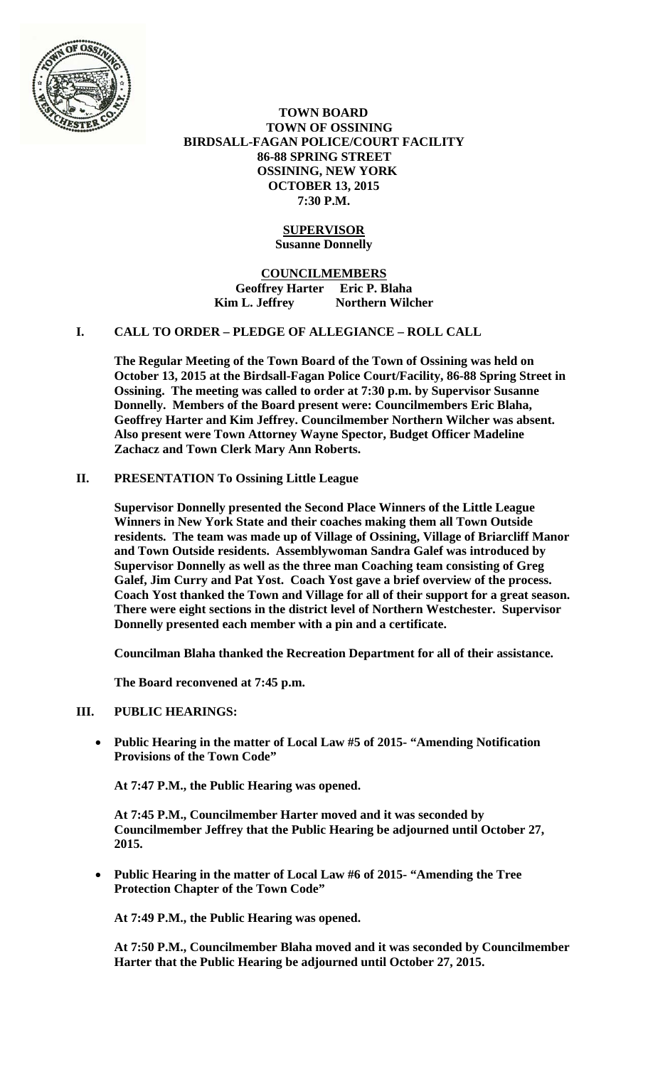**TOWN BOARD**
**TOWN OF OSSINING**
**BIRDSALL-FAGAN POLICE/COURT FACILITY**
**86-88 SPRING STREET**
**OSSINING, NEW YORK**
**OCTOBER 13, 2015**
**7:30 P.M.**

**SUPERVISOR**
**Susanne Donnelly**

**COUNCILMEMBERS**
**Geoffrey Harter Eric P. Blaha**
**Kim L. Jeffrey Northern Wilcher**

## I. CALL TO ORDER – PLEDGE OF ALLEGIANCE – ROLL CALL

**The Regular Meeting of the Town Board of the Town of Ossining was held on October 13, 2015 at the Birdsall-Fagan Police Court/Facility, 86-88 Spring Street in Ossining. The meeting was called to order at 7:30 p.m. by Supervisor Susanne Donnelly. Members of the Board present were: Councilmembers Eric Blaha, Geoffrey Harter and Kim Jeffrey. Councilmember Northern Wilcher was absent. Also present were Town Attorney Wayne Spector, Budget Officer Madeline Zachacz and Town Clerk Mary Ann Roberts.**

## II. PRESENTATION To Ossining Little League

**Supervisor Donnelly presented the Second Place Winners of the Little League Winners in New York State and their coaches making them all Town Outside residents. The team was made up of Village of Ossining, Village of Briarcliff Manor and Town Outside residents. Assemblywoman Sandra Galef was introduced by Supervisor Donnelly as well as the three man Coaching team consisting of Greg Galef, Jim Curry and Pat Yost. Coach Yost gave a brief overview of the process. Coach Yost thanked the Town and Village for all of their support for a great season. There were eight sections in the district level of Northern Westchester. Supervisor Donnelly presented each member with a pin and a certificate.**

**Councilman Blaha thanked the Recreation Department for all of their assistance.**

**The Board reconvened at 7:45 p.m.**

## III. PUBLIC HEARINGS:

- **Public Hearing in the matter of Local Law #5 of 2015- "Amending Notification Provisions of the Town Code"**

  **At 7:47 P.M., the Public Hearing was opened.**

  **At 7:45 P.M., Councilmember Harter moved and it was seconded by Councilmember Jeffrey that the Public Hearing be adjourned until October 27, 2015.**

- **Public Hearing in the matter of Local Law #6 of 2015- "Amending the Tree Protection Chapter of the Town Code"**

  **At 7:49 P.M., the Public Hearing was opened.**

  **At 7:50 P.M., Councilmember Blaha moved and it was seconded by Councilmember Harter that the Public Hearing be adjourned until October 27, 2015.**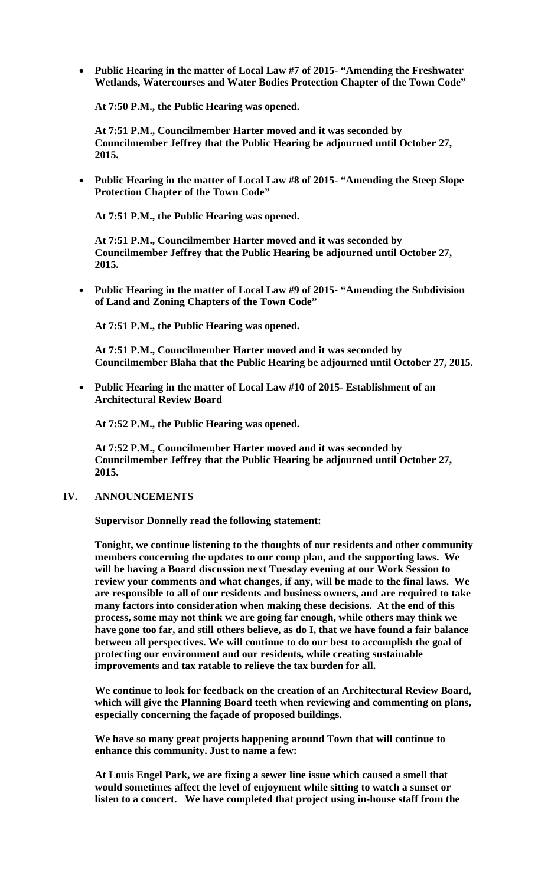- **Public Hearing in the matter of Local Law #7 of 2015- "Amending the Freshwater Wetlands, Watercourses and Water Bodies Protection Chapter of the Town Code"**

  **At 7:50 P.M., the Public Hearing was opened.**

  **At 7:51 P.M., Councilmember Harter moved and it was seconded by Councilmember Jeffrey that the Public Hearing be adjourned until October 27, 2015.**

- **Public Hearing in the matter of Local Law #8 of 2015- "Amending the Steep Slope Protection Chapter of the Town Code"**

  **At 7:51 P.M., the Public Hearing was opened.**

  **At 7:51 P.M., Councilmember Harter moved and it was seconded by Councilmember Jeffrey that the Public Hearing be adjourned until October 27, 2015.**

- **Public Hearing in the matter of Local Law #9 of 2015- "Amending the Subdivision of Land and Zoning Chapters of the Town Code"**

  **At 7:51 P.M., the Public Hearing was opened.**

  **At 7:51 P.M., Councilmember Harter moved and it was seconded by Councilmember Blaha that the Public Hearing be adjourned until October 27, 2015.**

- **Public Hearing in the matter of Local Law #10 of 2015- Establishment of an Architectural Review Board**

  **At 7:52 P.M., the Public Hearing was opened.**

  **At 7:52 P.M., Councilmember Harter moved and it was seconded by Councilmember Jeffrey that the Public Hearing be adjourned until October 27, 2015.**

## IV. ANNOUNCEMENTS

**Supervisor Donnelly read the following statement:**

**Tonight, we continue listening to the thoughts of our residents and other community members concerning the updates to our comp plan, and the supporting laws. We will be having a Board discussion next Tuesday evening at our Work Session to review your comments and what changes, if any, will be made to the final laws. We are responsible to all of our residents and business owners, and are required to take many factors into consideration when making these decisions. At the end of this process, some may not think we are going far enough, while others may think we have gone too far, and still others believe, as do I, that we have found a fair balance between all perspectives. We will continue to do our best to accomplish the goal of protecting our environment and our residents, while creating sustainable improvements and tax ratable to relieve the tax burden for all.**

**We continue to look for feedback on the creation of an Architectural Review Board, which will give the Planning Board teeth when reviewing and commenting on plans, especially concerning the façade of proposed buildings.**

**We have so many great projects happening around Town that will continue to enhance this community. Just to name a few:**

**At Louis Engel Park, we are fixing a sewer line issue which caused a smell that would sometimes affect the level of enjoyment while sitting to watch a sunset or listen to a concert. We have completed that project using in-house staff from the**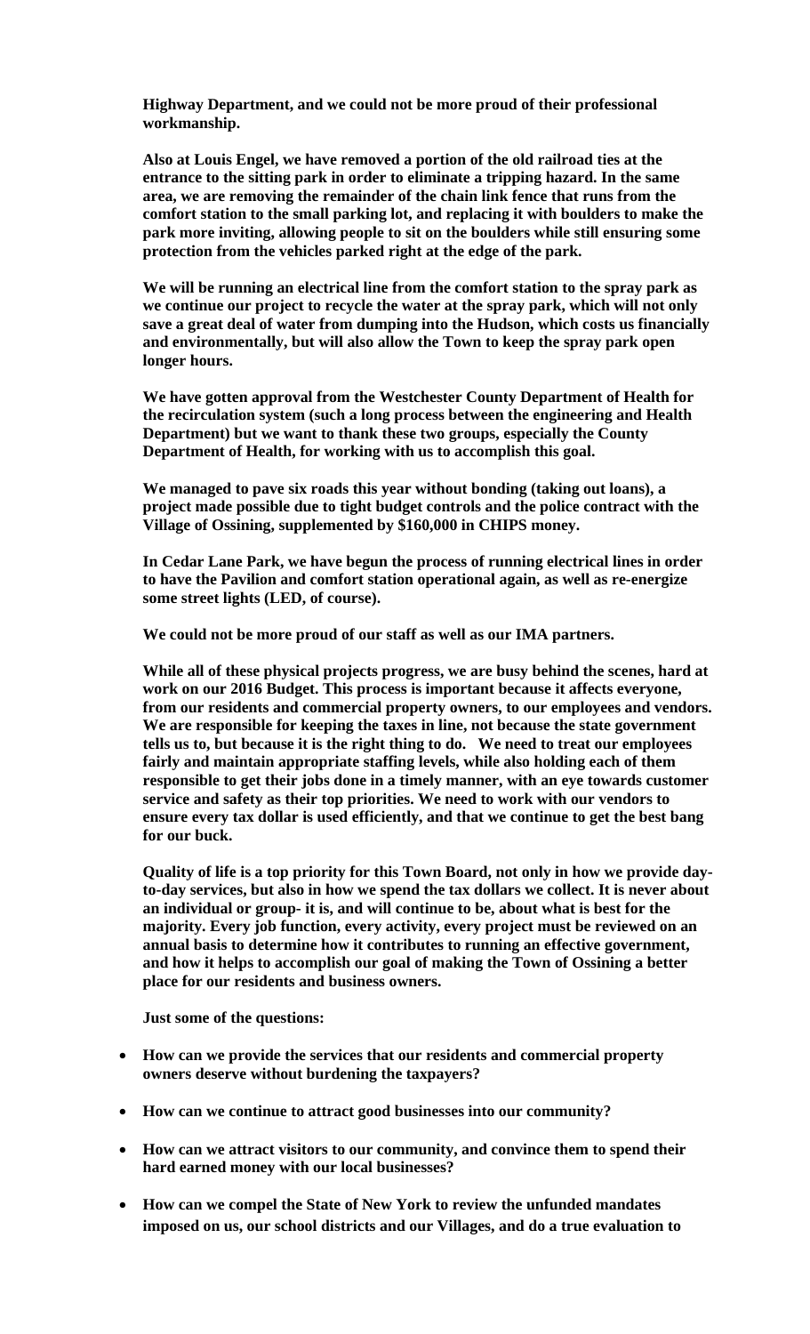**Highway Department, and we could not be more proud of their professional workmanship.**

**Also at Louis Engel, we have removed a portion of the old railroad ties at the entrance to the sitting park in order to eliminate a tripping hazard. In the same area, we are removing the remainder of the chain link fence that runs from the comfort station to the small parking lot, and replacing it with boulders to make the park more inviting, allowing people to sit on the boulders while still ensuring some protection from the vehicles parked right at the edge of the park.**

**We will be running an electrical line from the comfort station to the spray park as we continue our project to recycle the water at the spray park, which will not only save a great deal of water from dumping into the Hudson, which costs us financially and environmentally, but will also allow the Town to keep the spray park open longer hours.**

**We have gotten approval from the Westchester County Department of Health for the recirculation system (such a long process between the engineering and Health Department) but we want to thank these two groups, especially the County Department of Health, for working with us to accomplish this goal.**

**We managed to pave six roads this year without bonding (taking out loans), a project made possible due to tight budget controls and the police contract with the Village of Ossining, supplemented by $160,000 in CHIPS money.**

**In Cedar Lane Park, we have begun the process of running electrical lines in order to have the Pavilion and comfort station operational again, as well as re-energize some street lights (LED, of course).**

**We could not be more proud of our staff as well as our IMA partners.**

**While all of these physical projects progress, we are busy behind the scenes, hard at work on our 2016 Budget. This process is important because it affects everyone, from our residents and commercial property owners, to our employees and vendors. We are responsible for keeping the taxes in line, not because the state government tells us to, but because it is the right thing to do. We need to treat our employees fairly and maintain appropriate staffing levels, while also holding each of them responsible to get their jobs done in a timely manner, with an eye towards customer service and safety as their top priorities. We need to work with our vendors to ensure every tax dollar is used efficiently, and that we continue to get the best bang for our buck.**

**Quality of life is a top priority for this Town Board, not only in how we provide day-to-day services, but also in how we spend the tax dollars we collect. It is never about an individual or group- it is, and will continue to be, about what is best for the majority. Every job function, every activity, every project must be reviewed on an annual basis to determine how it contributes to running an effective government, and how it helps to accomplish our goal of making the Town of Ossining a better place for our residents and business owners.**

**Just some of the questions:**

- **How can we provide the services that our residents and commercial property owners deserve without burdening the taxpayers?**
- **How can we continue to attract good businesses into our community?**
- **How can we attract visitors to our community, and convince them to spend their hard earned money with our local businesses?**
- **How can we compel the State of New York to review the unfunded mandates imposed on us, our school districts and our Villages, and do a true evaluation to**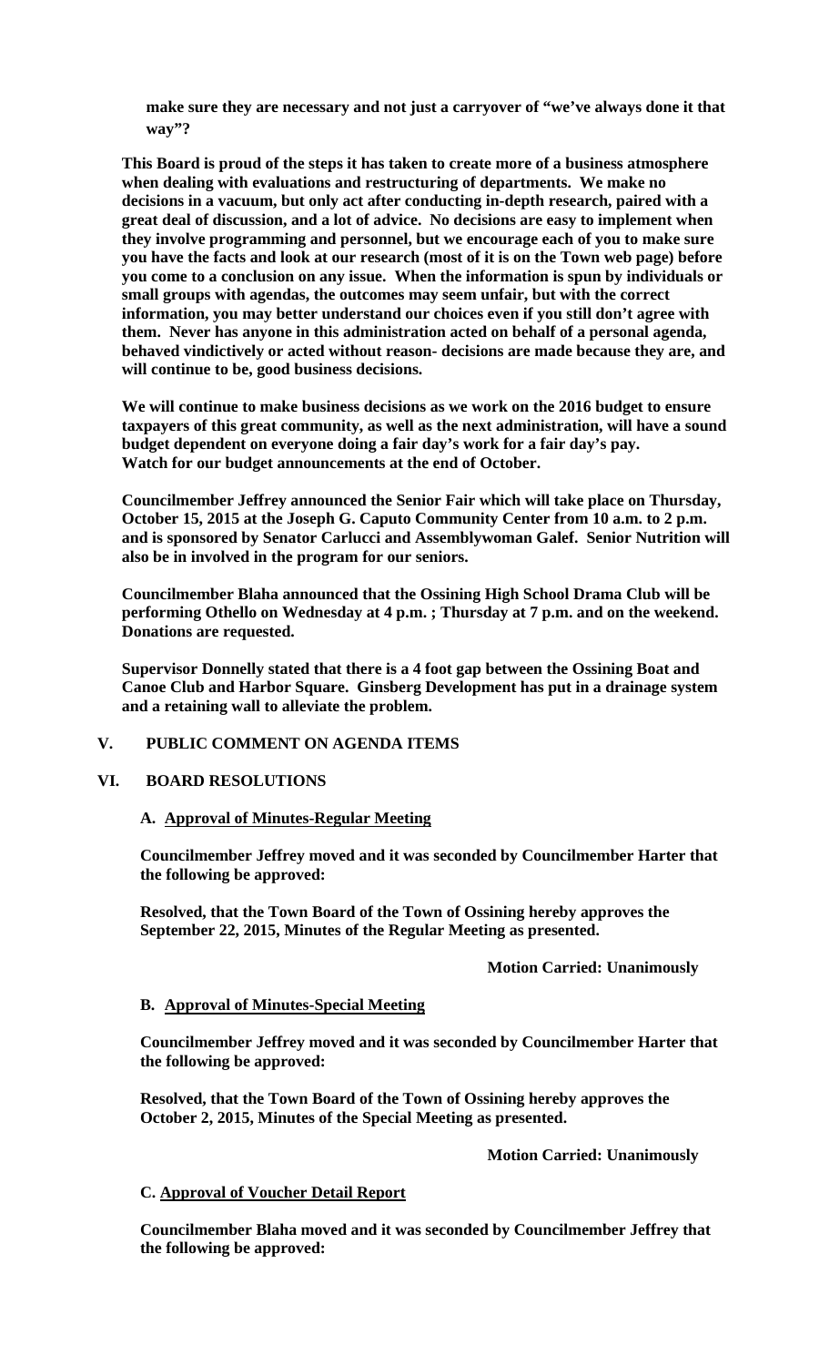**make sure they are necessary and not just a carryover of "we've always done it that way"?**

**This Board is proud of the steps it has taken to create more of a business atmosphere when dealing with evaluations and restructuring of departments. We make no decisions in a vacuum, but only act after conducting in-depth research, paired with a great deal of discussion, and a lot of advice. No decisions are easy to implement when they involve programming and personnel, but we encourage each of you to make sure you have the facts and look at our research (most of it is on the Town web page) before you come to a conclusion on any issue. When the information is spun by individuals or small groups with agendas, the outcomes may seem unfair, but with the correct information, you may better understand our choices even if you still don't agree with them. Never has anyone in this administration acted on behalf of a personal agenda, behaved vindictively or acted without reason- decisions are made because they are, and will continue to be, good business decisions.**

**We will continue to make business decisions as we work on the 2016 budget to ensure taxpayers of this great community, as well as the next administration, will have a sound budget dependent on everyone doing a fair day's work for a fair day's pay. Watch for our budget announcements at the end of October.**

**Councilmember Jeffrey announced the Senior Fair which will take place on Thursday, October 15, 2015 at the Joseph G. Caputo Community Center from 10 a.m. to 2 p.m. and is sponsored by Senator Carlucci and Assemblywoman Galef. Senior Nutrition will also be in involved in the program for our seniors.**

**Councilmember Blaha announced that the Ossining High School Drama Club will be performing Othello on Wednesday at 4 p.m. ; Thursday at 7 p.m. and on the weekend. Donations are requested.**

**Supervisor Donnelly stated that there is a 4 foot gap between the Ossining Boat and Canoe Club and Harbor Square. Ginsberg Development has put in a drainage system and a retaining wall to alleviate the problem.**

## V. PUBLIC COMMENT ON AGENDA ITEMS

## VI. BOARD RESOLUTIONS

### A. Approval of Minutes-Regular Meeting

**Councilmember Jeffrey moved and it was seconded by Councilmember Harter that the following be approved:**

**Resolved, that the Town Board of the Town of Ossining hereby approves the September 22, 2015, Minutes of the Regular Meeting as presented.**

**Motion Carried: Unanimously**

### B. Approval of Minutes-Special Meeting

**Councilmember Jeffrey moved and it was seconded by Councilmember Harter that the following be approved:**

**Resolved, that the Town Board of the Town of Ossining hereby approves the October 2, 2015, Minutes of the Special Meeting as presented.**

**Motion Carried: Unanimously**

### C. Approval of Voucher Detail Report

**Councilmember Blaha moved and it was seconded by Councilmember Jeffrey that the following be approved:**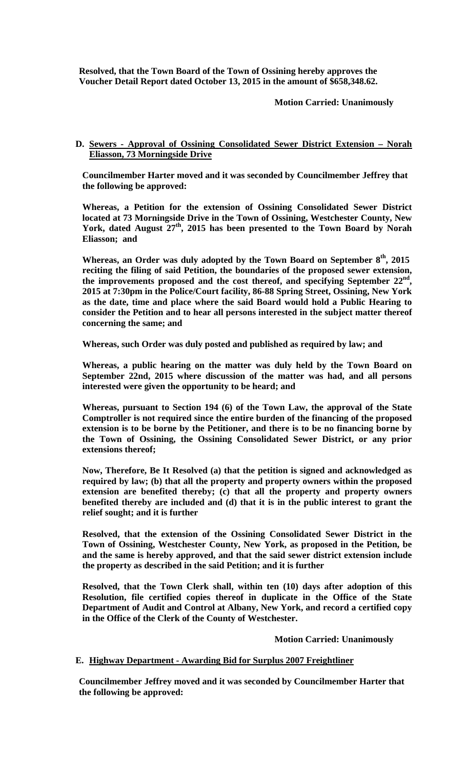**Resolved, that the Town Board of the Town of Ossining hereby approves the Voucher Detail Report dated October 13, 2015 in the amount of $658,348.62.**

**Motion Carried: Unanimously**

**D. <u>Sewers - Approval of Ossining Consolidated Sewer District Extension – Norah Eliasson, 73 Morningside Drive</u>**

**Councilmember Harter moved and it was seconded by Councilmember Jeffrey that the following be approved:**

**Whereas, a Petition for the extension of Ossining Consolidated Sewer District located at 73 Morningside Drive in the Town of Ossining, Westchester County, New York, dated August 27th, 2015 has been presented to the Town Board by Norah Eliasson; and**

**Whereas, an Order was duly adopted by the Town Board on September 8th, 2015 reciting the filing of said Petition, the boundaries of the proposed sewer extension, the improvements proposed and the cost thereof, and specifying September 22nd, 2015 at 7:30pm in the Police/Court facility, 86-88 Spring Street, Ossining, New York as the date, time and place where the said Board would hold a Public Hearing to consider the Petition and to hear all persons interested in the subject matter thereof concerning the same; and**

**Whereas, such Order was duly posted and published as required by law; and**

**Whereas, a public hearing on the matter was duly held by the Town Board on September 22nd, 2015 where discussion of the matter was had, and all persons interested were given the opportunity to be heard; and**

**Whereas, pursuant to Section 194 (6) of the Town Law, the approval of the State Comptroller is not required since the entire burden of the financing of the proposed extension is to be borne by the Petitioner, and there is to be no financing borne by the Town of Ossining, the Ossining Consolidated Sewer District, or any prior extensions thereof;**

**Now, Therefore, Be It Resolved (a) that the petition is signed and acknowledged as required by law; (b) that all the property and property owners within the proposed extension are benefited thereby; (c) that all the property and property owners benefited thereby are included and (d) that it is in the public interest to grant the relief sought; and it is further**

**Resolved, that the extension of the Ossining Consolidated Sewer District in the Town of Ossining, Westchester County, New York, as proposed in the Petition, be and the same is hereby approved, and that the said sewer district extension include the property as described in the said Petition; and it is further**

**Resolved, that the Town Clerk shall, within ten (10) days after adoption of this Resolution, file certified copies thereof in duplicate in the Office of the State Department of Audit and Control at Albany, New York, and record a certified copy in the Office of the Clerk of the County of Westchester.**

**Motion Carried: Unanimously**

**E. <u>Highway Department - Awarding Bid for Surplus 2007 Freightliner</u>**

**Councilmember Jeffrey moved and it was seconded by Councilmember Harter that the following be approved:**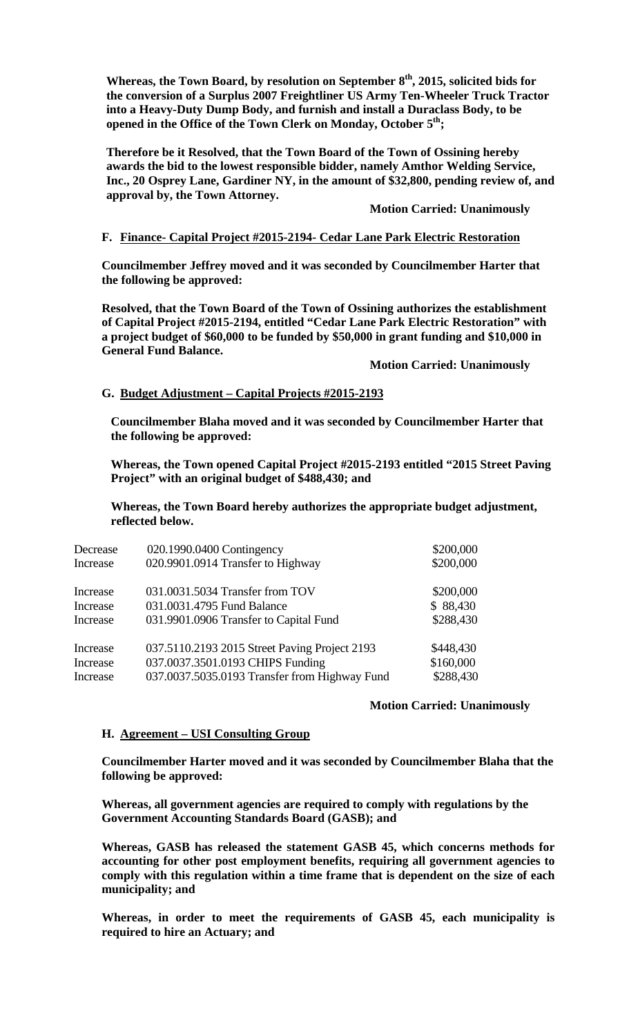**Whereas, the Town Board, by resolution on September 8th, 2015, solicited bids for the conversion of a Surplus 2007 Freightliner US Army Ten-Wheeler Truck Tractor into a Heavy-Duty Dump Body, and furnish and install a Duraclass Body, to be opened in the Office of the Town Clerk on Monday, October 5th;**

**Therefore be it Resolved, that the Town Board of the Town of Ossining hereby awards the bid to the lowest responsible bidder, namely Amthor Welding Service, Inc., 20 Osprey Lane, Gardiner NY, in the amount of $32,800, pending review of, and approval by, the Town Attorney.**

**Motion Carried: Unanimously**

**F. Finance- Capital Project #2015-2194- Cedar Lane Park Electric Restoration**

**Councilmember Jeffrey moved and it was seconded by Councilmember Harter that the following be approved:**

**Resolved, that the Town Board of the Town of Ossining authorizes the establishment of Capital Project #2015-2194, entitled "Cedar Lane Park Electric Restoration" with a project budget of $60,000 to be funded by $50,000 in grant funding and $10,000 in General Fund Balance.**

**Motion Carried: Unanimously**

**G. Budget Adjustment – Capital Projects #2015-2193**

**Councilmember Blaha moved and it was seconded by Councilmember Harter that the following be approved:**

**Whereas, the Town opened Capital Project #2015-2193 entitled "2015 Street Paving Project" with an original budget of $488,430; and**

**Whereas, the Town Board hereby authorizes the appropriate budget adjustment, reflected below.**

| | | |
|---|---|---|
| Decrease | 020.1990.0400 Contingency | $200,000 |
| Increase | 020.9901.0914 Transfer to Highway | $200,000 |
| Increase | 031.0031.5034 Transfer from TOV | $200,000 |
| Increase | 031.0031.4795 Fund Balance | $ 88,430 |
| Increase | 031.9901.0906 Transfer to Capital Fund | $288,430 |
| Increase | 037.5110.2193 2015 Street Paving Project 2193 | $448,430 |
| Increase | 037.0037.3501.0193 CHIPS Funding | $160,000 |
| Increase | 037.0037.5035.0193 Transfer from Highway Fund | $288,430 |

**Motion Carried: Unanimously**

**H. Agreement – USI Consulting Group**

**Councilmember Harter moved and it was seconded by Councilmember Blaha that the following be approved:**

**Whereas, all government agencies are required to comply with regulations by the Government Accounting Standards Board (GASB); and**

**Whereas, GASB has released the statement GASB 45, which concerns methods for accounting for other post employment benefits, requiring all government agencies to comply with this regulation within a time frame that is dependent on the size of each municipality; and**

**Whereas, in order to meet the requirements of GASB 45, each municipality is required to hire an Actuary; and**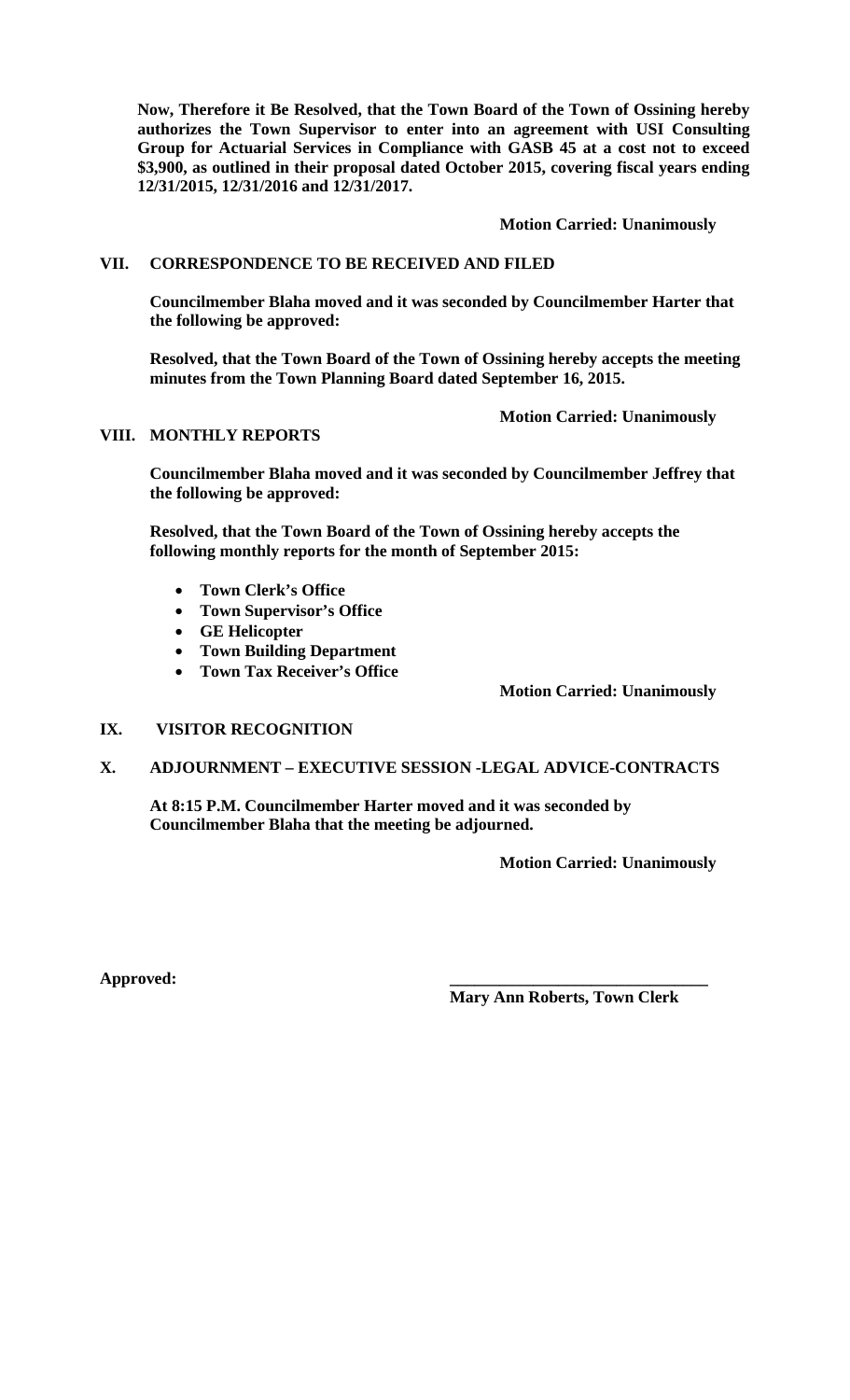**Now, Therefore it Be Resolved, that the Town Board of the Town of Ossining hereby authorizes the Town Supervisor to enter into an agreement with USI Consulting Group for Actuarial Services in Compliance with GASB 45 at a cost not to exceed $3,900, as outlined in their proposal dated October 2015, covering fiscal years ending 12/31/2015, 12/31/2016 and 12/31/2017.**

**Motion Carried: Unanimously**

## VII. CORRESPONDENCE TO BE RECEIVED AND FILED

**Councilmember Blaha moved and it was seconded by Councilmember Harter that the following be approved:**

**Resolved, that the Town Board of the Town of Ossining hereby accepts the meeting minutes from the Town Planning Board dated September 16, 2015.**

**Motion Carried: Unanimously**

## VIII. MONTHLY REPORTS

**Councilmember Blaha moved and it was seconded by Councilmember Jeffrey that the following be approved:**

**Resolved, that the Town Board of the Town of Ossining hereby accepts the following monthly reports for the month of September 2015:**

- **Town Clerk's Office**
- **Town Supervisor's Office**
- **GE Helicopter**
- **Town Building Department**
- **Town Tax Receiver's Office**

**Motion Carried: Unanimously**

## IX. VISITOR RECOGNITION

## X. ADJOURNMENT – EXECUTIVE SESSION -LEGAL ADVICE-CONTRACTS

**At 8:15 P.M. Councilmember Harter moved and it was seconded by Councilmember Blaha that the meeting be adjourned.**

**Motion Carried: Unanimously**

**Approved:** ______________________________

**Mary Ann Roberts, Town Clerk**